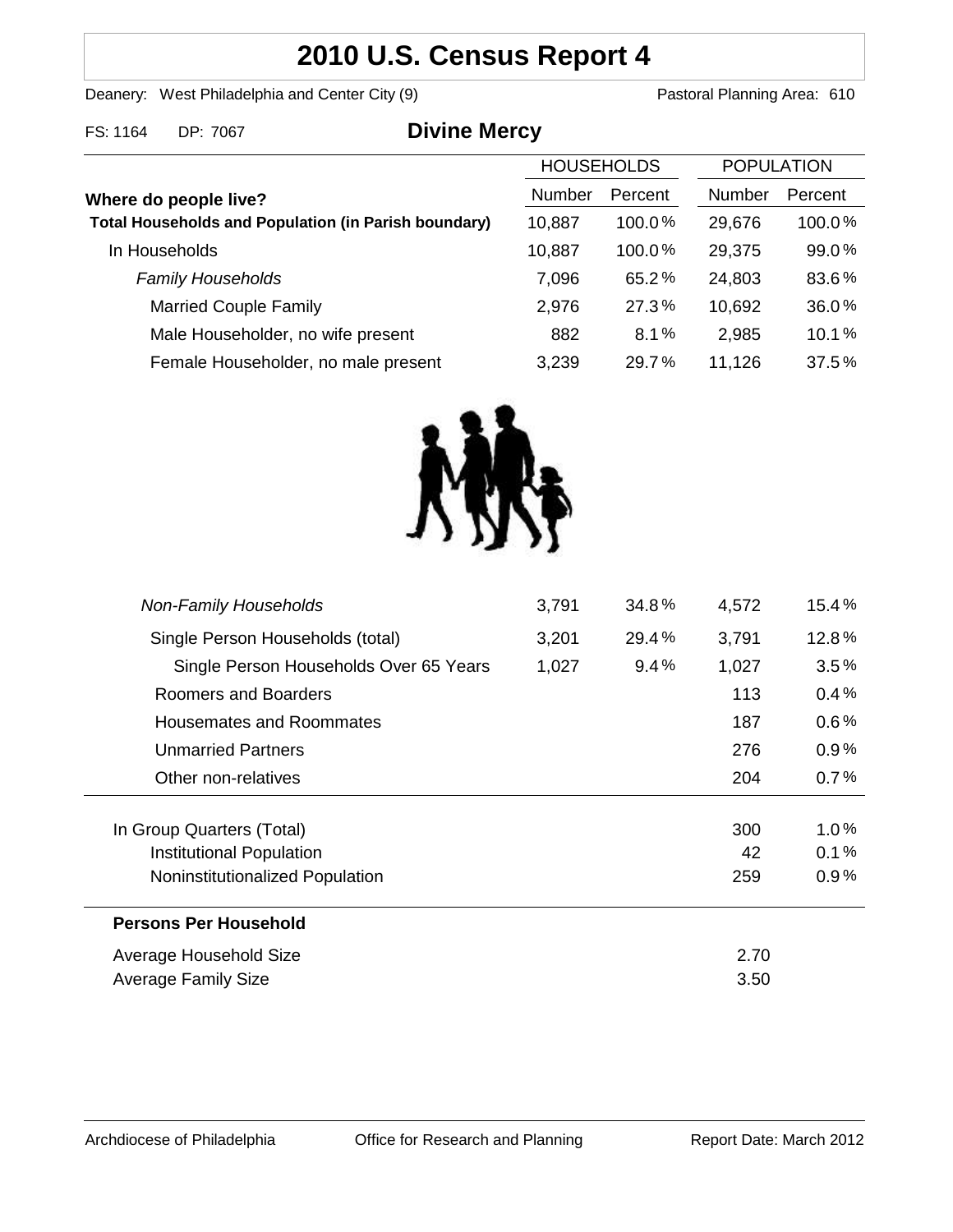# 2010 U.S. Census Report 4

Deanery: West Philadelphia and Center City (9) Pastoral Planning Area: 610

FS: 1164 DP: 7067

## Divine Mercy

| Where do people live? | HOUSEHOLDS | | POPULATION | |
|---|---|---|---|---|
| | Number | Percent | Number | Percent |
| **Total Households and Population (in Parish boundary)** | 10,887 | 100.0% | 29,676 | 100.0% |
| In Households | 10,887 | 100.0% | 29,375 | 99.0% |
| *Family Households* | 7,096 | 65.2% | 24,803 | 83.6% |
| Married Couple Family | 2,976 | 27.3% | 10,692 | 36.0% |
| Male Householder, no wife present | 882 | 8.1% | 2,985 | 10.1% |
| Female Householder, no male present | 3,239 | 29.7% | 11,126 | 37.5% |
| *Non-Family Households* | 3,791 | 34.8% | 4,572 | 15.4% |
| Single Person Households (total) | 3,201 | 29.4% | 3,791 | 12.8% |
| Single Person Households Over 65 Years | 1,027 | 9.4% | 1,027 | 3.5% |
| Roomers and Boarders | | | 113 | 0.4% |
| Housemates and Roommates | | | 187 | 0.6% |
| Unmarried Partners | | | 276 | 0.9% |
| Other non-relatives | | | 204 | 0.7% |
| In Group Quarters (Total) | | | 300 | 1.0% |
| Institutional Population | | | 42 | 0.1% |
| Noninstitutionalized Population | | | 259 | 0.9% |

**Persons Per Household**

| | |
|---|---|
| Average Household Size | 2.70 |
| Average Family Size | 3.50 |

Archdiocese of Philadelphia Office for Research and Planning Report Date: March 2012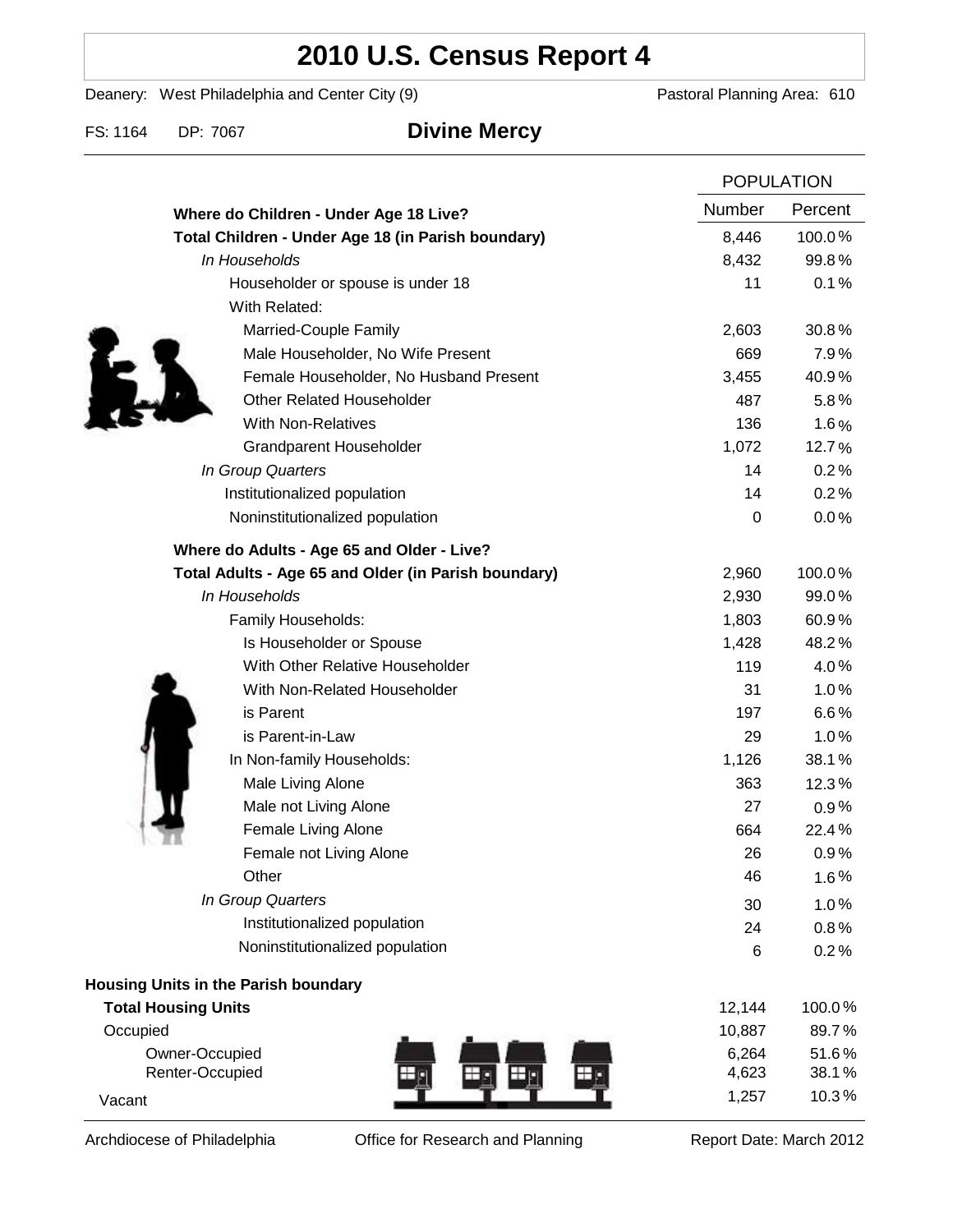# 2010 U.S. Census Report 4

Deanery: West Philadelphia and Center City (9) Pastoral Planning Area: 610

FS: 1164 DP: 7067 **Divine Mercy**

| | POPULATION | |
|---|---|---|
| | Number | Percent |
| **Where do Children - Under Age 18 Live?** | | |
| **Total Children - Under Age 18 (in Parish boundary)** | 8,446 | 100.0% |
| *In Households* | 8,432 | 99.8% |
| Householder or spouse is under 18 | 11 | 0.1% |
| With Related: | | |
| Married-Couple Family | 2,603 | 30.8% |
| Male Householder, No Wife Present | 669 | 7.9% |
| Female Householder, No Husband Present | 3,455 | 40.9% |
| Other Related Householder | 487 | 5.8% |
| With Non-Relatives | 136 | 1.6% |
| Grandparent Householder | 1,072 | 12.7% |
| *In Group Quarters* | 14 | 0.2% |
| Institutionalized population | 14 | 0.2% |
| Noninstitutionalized population | 0 | 0.0% |
| **Where do Adults - Age 65 and Older - Live?** | | |
| **Total Adults - Age 65 and Older (in Parish boundary)** | 2,960 | 100.0% |
| *In Households* | 2,930 | 99.0% |
| Family Households: | 1,803 | 60.9% |
| Is Householder or Spouse | 1,428 | 48.2% |
| With Other Relative Householder | 119 | 4.0% |
| With Non-Related Householder | 31 | 1.0% |
| is Parent | 197 | 6.6% |
| is Parent-in-Law | 29 | 1.0% |
| In Non-family Households: | 1,126 | 38.1% |
| Male Living Alone | 363 | 12.3% |
| Male not Living Alone | 27 | 0.9% |
| Female Living Alone | 664 | 22.4% |
| Female not Living Alone | 26 | 0.9% |
| Other | 46 | 1.6% |
| *In Group Quarters* | 30 | 1.0% |
| Institutionalized population | 24 | 0.8% |
| Noninstitutionalized population | 6 | 0.2% |

**Housing Units in the Parish boundary**

| | Number | Percent |
|---|---|---|
| **Total Housing Units** | 12,144 | 100.0% |
| Occupied | 10,887 | 89.7% |
| Owner-Occupied | 6,264 | 51.6% |
| Renter-Occupied | 4,623 | 38.1% |
| Vacant | 1,257 | 10.3% |

Archdiocese of Philadelphia Office for Research and Planning Report Date: March 2012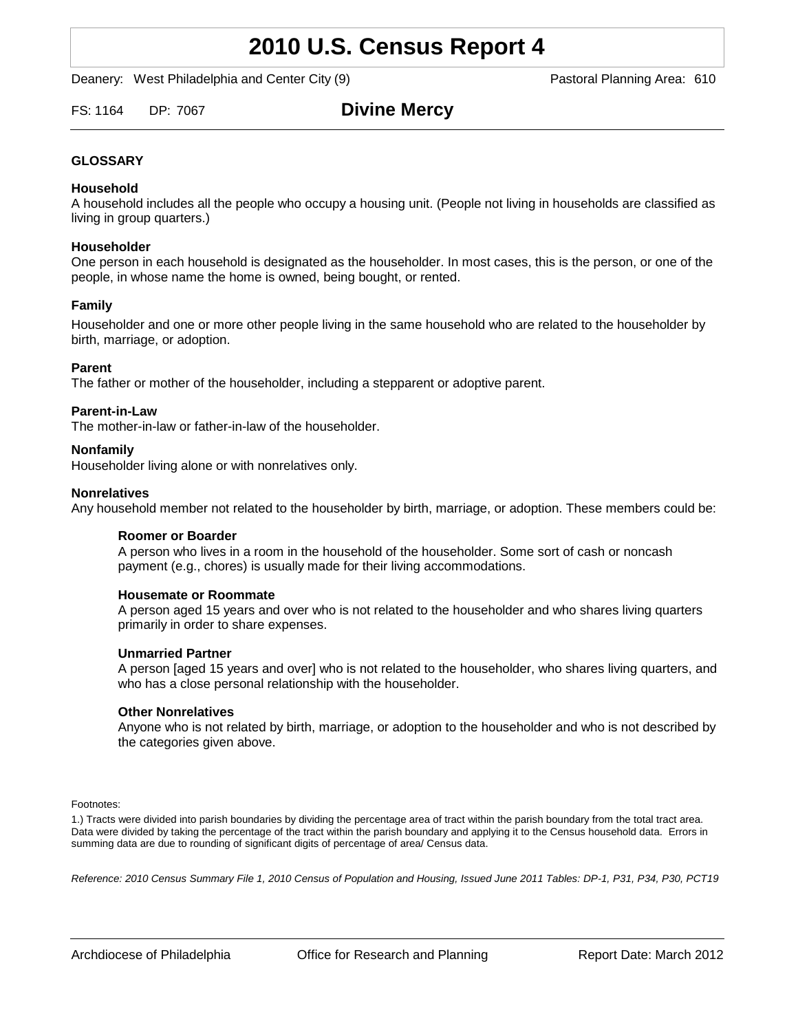# 2010 U.S. Census Report 4

Deanery: West Philadelphia and Center City (9) Pastoral Planning Area: 610

FS: 1164 DP: 7067

## Divine Mercy

### GLOSSARY

**Household**
A household includes all the people who occupy a housing unit. (People not living in households are classified as living in group quarters.)

**Householder**
One person in each household is designated as the householder. In most cases, this is the person, or one of the people, in whose name the home is owned, being bought, or rented.

**Family**
Householder and one or more other people living in the same household who are related to the householder by birth, marriage, or adoption.

**Parent**
The father or mother of the householder, including a stepparent or adoptive parent.

**Parent-in-Law**
The mother-in-law or father-in-law of the householder.

**Nonfamily**
Householder living alone or with nonrelatives only.

**Nonrelatives**
Any household member not related to the householder by birth, marriage, or adoption. These members could be:

> **Roomer or Boarder**
> A person who lives in a room in the household of the householder. Some sort of cash or noncash payment (e.g., chores) is usually made for their living accommodations.
>
> **Housemate or Roommate**
> A person aged 15 years and over who is not related to the householder and who shares living quarters primarily in order to share expenses.
>
> **Unmarried Partner**
> A person [aged 15 years and over] who is not related to the householder, who shares living quarters, and who has a close personal relationship with the householder.
>
> **Other Nonrelatives**
> Anyone who is not related by birth, marriage, or adoption to the householder and who is not described by the categories given above.

Footnotes:

1.) Tracts were divided into parish boundaries by dividing the percentage area of tract within the parish boundary from the total tract area. Data were divided by taking the percentage of the tract within the parish boundary and applying it to the Census household data. Errors in summing data are due to rounding of significant digits of percentage of area/ Census data.

*Reference: 2010 Census Summary File 1, 2010 Census of Population and Housing, Issued June 2011 Tables: DP-1, P31, P34, P30, PCT19*

Archdiocese of Philadelphia Office for Research and Planning Report Date: March 2012